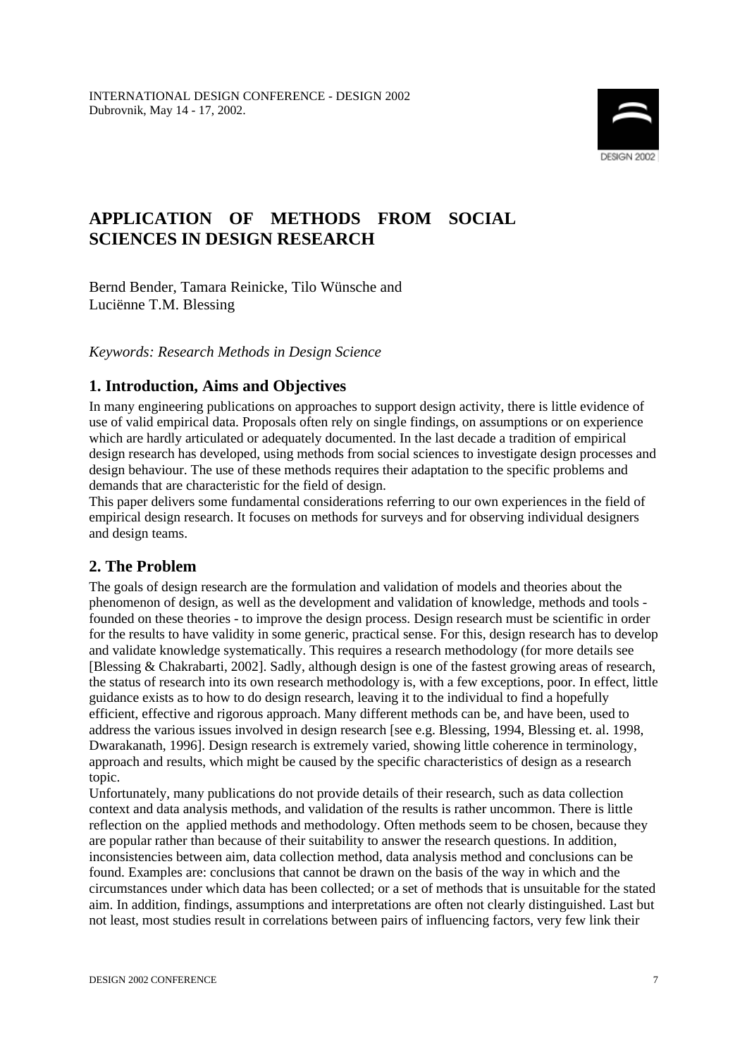INTERNATIONAL DESIGN CONFERENCE - DESIGN 2002
Dubrovnik, May 14 - 17, 2002.

# APPLICATION OF METHODS FROM SOCIAL SCIENCES IN DESIGN RESEARCH

Bernd Bender, Tamara Reinicke, Tilo Wünsche and Luciënne T.M. Blessing

*Keywords: Research Methods in Design Science*

## 1. Introduction, Aims and Objectives

In many engineering publications on approaches to support design activity, there is little evidence of use of valid empirical data. Proposals often rely on single findings, on assumptions or on experience which are hardly articulated or adequately documented. In the last decade a tradition of empirical design research has developed, using methods from social sciences to investigate design processes and design behaviour. The use of these methods requires their adaptation to the specific problems and demands that are characteristic for the field of design.

This paper delivers some fundamental considerations referring to our own experiences in the field of empirical design research. It focuses on methods for surveys and for observing individual designers and design teams.

## 2. The Problem

The goals of design research are the formulation and validation of models and theories about the phenomenon of design, as well as the development and validation of knowledge, methods and tools - founded on these theories - to improve the design process. Design research must be scientific in order for the results to have validity in some generic, practical sense. For this, design research has to develop and validate knowledge systematically. This requires a research methodology (for more details see [Blessing & Chakrabarti, 2002]. Sadly, although design is one of the fastest growing areas of research, the status of research into its own research methodology is, with a few exceptions, poor. In effect, little guidance exists as to how to do design research, leaving it to the individual to find a hopefully efficient, effective and rigorous approach. Many different methods can be, and have been, used to address the various issues involved in design research [see e.g. Blessing, 1994, Blessing et. al. 1998, Dwarakanath, 1996]. Design research is extremely varied, showing little coherence in terminology, approach and results, which might be caused by the specific characteristics of design as a research topic.

Unfortunately, many publications do not provide details of their research, such as data collection context and data analysis methods, and validation of the results is rather uncommon. There is little reflection on the applied methods and methodology. Often methods seem to be chosen, because they are popular rather than because of their suitability to answer the research questions. In addition, inconsistencies between aim, data collection method, data analysis method and conclusions can be found. Examples are: conclusions that cannot be drawn on the basis of the way in which and the circumstances under which data has been collected; or a set of methods that is unsuitable for the stated aim. In addition, findings, assumptions and interpretations are often not clearly distinguished. Last but not least, most studies result in correlations between pairs of influencing factors, very few link their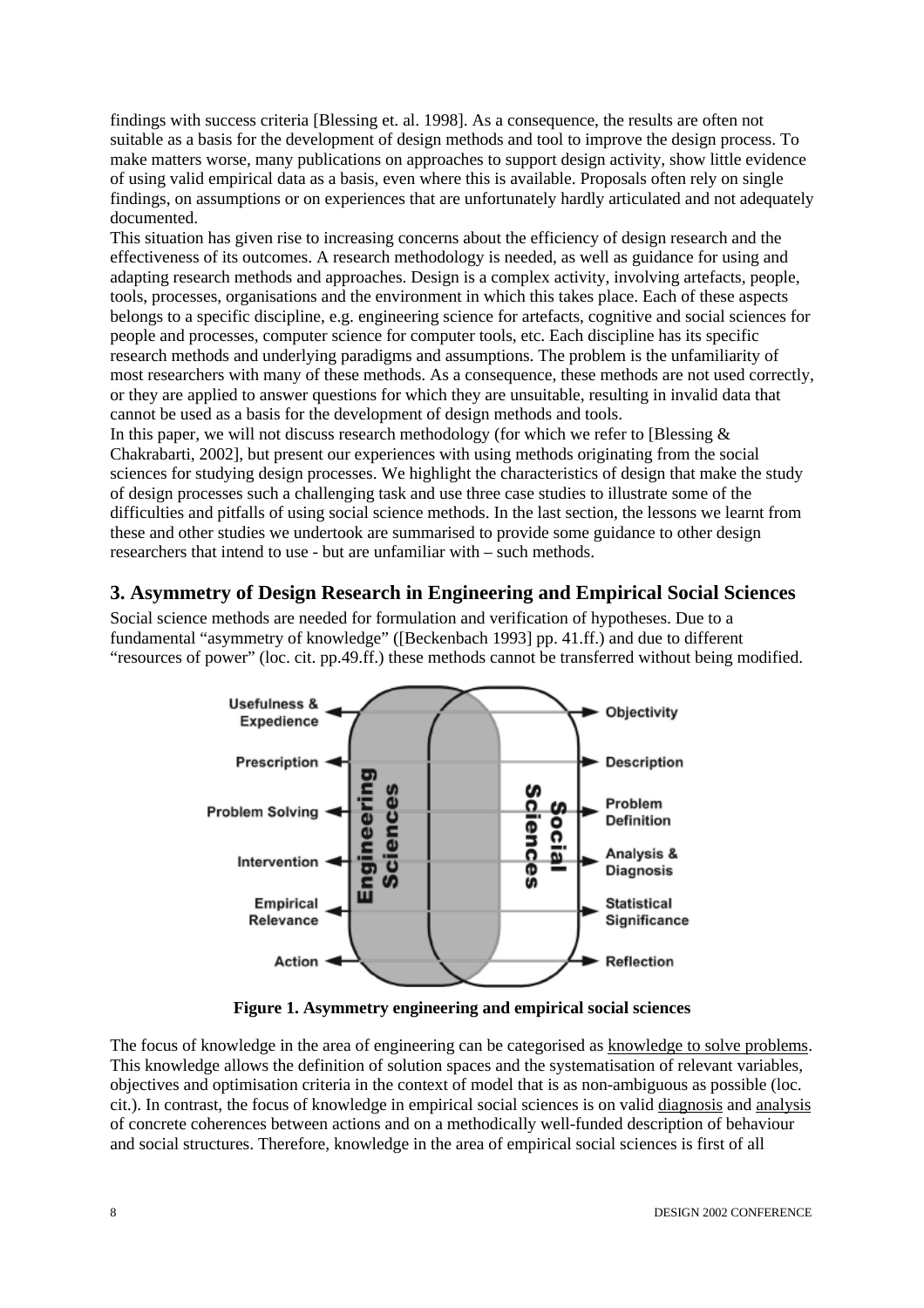findings with success criteria [Blessing et. al. 1998]. As a consequence, the results are often not suitable as a basis for the development of design methods and tool to improve the design process. To make matters worse, many publications on approaches to support design activity, show little evidence of using valid empirical data as a basis, even where this is available. Proposals often rely on single findings, on assumptions or on experiences that are unfortunately hardly articulated and not adequately documented.

This situation has given rise to increasing concerns about the efficiency of design research and the effectiveness of its outcomes. A research methodology is needed, as well as guidance for using and adapting research methods and approaches. Design is a complex activity, involving artefacts, people, tools, processes, organisations and the environment in which this takes place. Each of these aspects belongs to a specific discipline, e.g. engineering science for artefacts, cognitive and social sciences for people and processes, computer science for computer tools, etc. Each discipline has its specific research methods and underlying paradigms and assumptions. The problem is the unfamiliarity of most researchers with many of these methods. As a consequence, these methods are not used correctly, or they are applied to answer questions for which they are unsuitable, resulting in invalid data that cannot be used as a basis for the development of design methods and tools.

In this paper, we will not discuss research methodology (for which we refer to [Blessing & Chakrabarti, 2002], but present our experiences with using methods originating from the social sciences for studying design processes. We highlight the characteristics of design that make the study of design processes such a challenging task and use three case studies to illustrate some of the difficulties and pitfalls of using social science methods. In the last section, the lessons we learnt from these and other studies we undertook are summarised to provide some guidance to other design researchers that intend to use - but are unfamiliar with – such methods.

## 3. Asymmetry of Design Research in Engineering and Empirical Social Sciences

Social science methods are needed for formulation and verification of hypotheses. Due to a fundamental "asymmetry of knowledge" ([Beckenbach 1993] pp. 41.ff.) and due to different "resources of power" (loc. cit. pp.49.ff.) these methods cannot be transferred without being modified.

Usefulness & Expedience
Prescription
Problem Solving
Intervention
Empirical Relevance
Action

Engineering Sciences

Social Sciences

Objectivity
Description
Problem Definition
Analysis & Diagnosis
Statistical Significance
Reflection

**Figure 1. Asymmetry engineering and empirical social sciences**

The focus of knowledge in the area of engineering can be categorised as knowledge to solve problems. This knowledge allows the definition of solution spaces and the systematisation of relevant variables, objectives and optimisation criteria in the context of model that is as non-ambiguous as possible (loc. cit.). In contrast, the focus of knowledge in empirical social sciences is on valid diagnosis and analysis of concrete coherences between actions and on a methodically well-funded description of behaviour and social structures. Therefore, knowledge in the area of empirical social sciences is first of all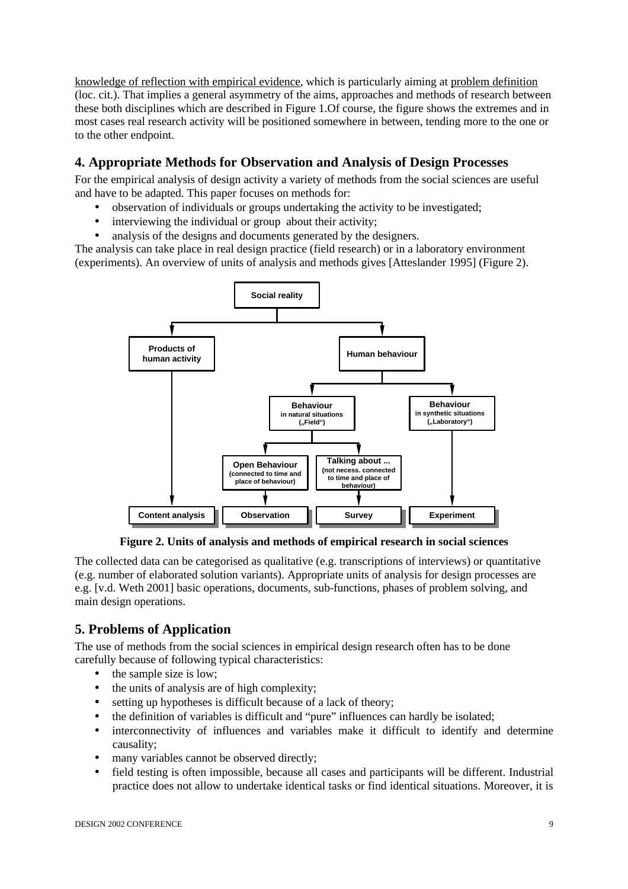knowledge of reflection with empirical evidence, which is particularly aiming at problem definition (loc. cit.). That implies a general asymmetry of the aims, approaches and methods of research between these both disciplines which are described in Figure 1.Of course, the figure shows the extremes and in most cases real research activity will be positioned somewhere in between, tending more to the one or to the other endpoint.

## 4. Appropriate Methods for Observation and Analysis of Design Processes

For the empirical analysis of design activity a variety of methods from the social sciences are useful and have to be adapted. This paper focuses on methods for:

- observation of individuals or groups undertaking the activity to be investigated;
- interviewing the individual or group about their activity;
- analysis of the designs and documents generated by the designers.

The analysis can take place in real design practice (field research) or in a laboratory environment (experiments). An overview of units of analysis and methods gives [Atteslander 1995] (Figure 2).

Social reality

Products of human activity

Human behaviour

Behaviour in natural situations („Field")

Behaviour in synthetic situations („Laboratory")

Open Behaviour (connected to time and place of behaviour)

Talking about ... (not necess. connected to time and place of behaviour)

Content analysis

Observation

Survey

Experiment

**Figure 2. Units of analysis and methods of empirical research in social sciences**

The collected data can be categorised as qualitative (e.g. transcriptions of interviews) or quantitative (e.g. number of elaborated solution variants). Appropriate units of analysis for design processes are e.g. [v.d. Weth 2001] basic operations, documents, sub-functions, phases of problem solving, and main design operations.

## 5. Problems of Application

The use of methods from the social sciences in empirical design research often has to be done carefully because of following typical characteristics:

- the sample size is low;
- the units of analysis are of high complexity;
- setting up hypotheses is difficult because of a lack of theory;
- the definition of variables is difficult and "pure" influences can hardly be isolated;
- interconnectivity of influences and variables make it difficult to identify and determine causality;
- many variables cannot be observed directly;
- field testing is often impossible, because all cases and participants will be different. Industrial practice does not allow to undertake identical tasks or find identical situations. Moreover, it is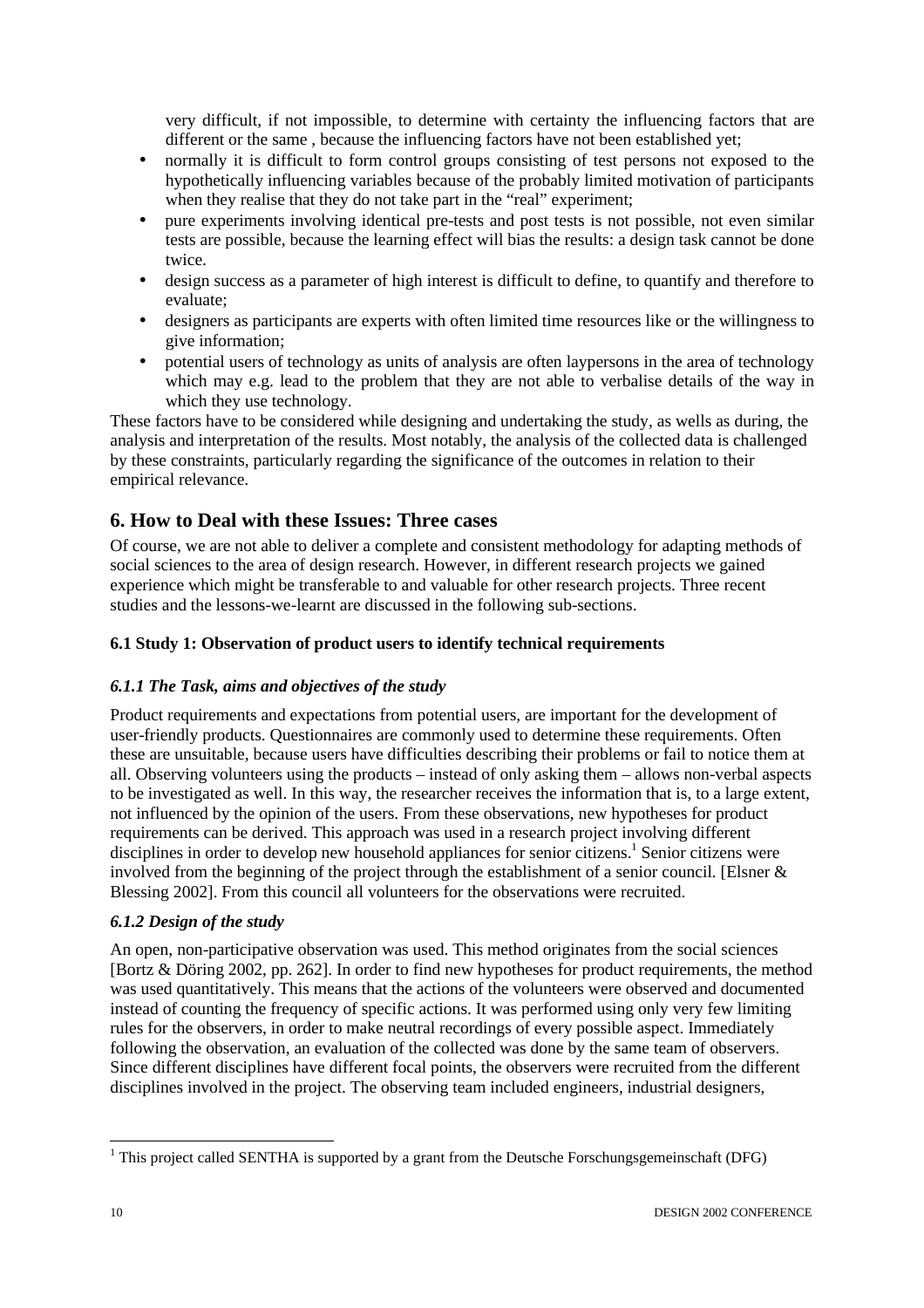very difficult, if not impossible, to determine with certainty the influencing factors that are different or the same , because the influencing factors have not been established yet;

- normally it is difficult to form control groups consisting of test persons not exposed to the hypothetically influencing variables because of the probably limited motivation of participants when they realise that they do not take part in the "real" experiment;
- pure experiments involving identical pre-tests and post tests is not possible, not even similar tests are possible, because the learning effect will bias the results: a design task cannot be done twice.
- design success as a parameter of high interest is difficult to define, to quantify and therefore to evaluate;
- designers as participants are experts with often limited time resources like or the willingness to give information;
- potential users of technology as units of analysis are often laypersons in the area of technology which may e.g. lead to the problem that they are not able to verbalise details of the way in which they use technology.

These factors have to be considered while designing and undertaking the study, as wells as during, the analysis and interpretation of the results. Most notably, the analysis of the collected data is challenged by these constraints, particularly regarding the significance of the outcomes in relation to their empirical relevance.

## 6. How to Deal with these Issues: Three cases

Of course, we are not able to deliver a complete and consistent methodology for adapting methods of social sciences to the area of design research. However, in different research projects we gained experience which might be transferable to and valuable for other research projects. Three recent studies and the lessons-we-learnt are discussed in the following sub-sections.

### 6.1 Study 1: Observation of product users to identify technical requirements

#### *6.1.1 The Task, aims and objectives of the study*

Product requirements and expectations from potential users, are important for the development of user-friendly products. Questionnaires are commonly used to determine these requirements. Often these are unsuitable, because users have difficulties describing their problems or fail to notice them at all. Observing volunteers using the products – instead of only asking them – allows non-verbal aspects to be investigated as well. In this way, the researcher receives the information that is, to a large extent, not influenced by the opinion of the users. From these observations, new hypotheses for product requirements can be derived. This approach was used in a research project involving different disciplines in order to develop new household appliances for senior citizens.[1] Senior citizens were involved from the beginning of the project through the establishment of a senior council. [Elsner & Blessing 2002]. From this council all volunteers for the observations were recruited.

#### *6.1.2 Design of the study*

An open, non-participative observation was used. This method originates from the social sciences [Bortz & Döring 2002, pp. 262]. In order to find new hypotheses for product requirements, the method was used quantitatively. This means that the actions of the volunteers were observed and documented instead of counting the frequency of specific actions. It was performed using only very few limiting rules for the observers, in order to make neutral recordings of every possible aspect. Immediately following the observation, an evaluation of the collected was done by the same team of observers. Since different disciplines have different focal points, the observers were recruited from the different disciplines involved in the project. The observing team included engineers, industrial designers,

[1] This project called SENTHA is supported by a grant from the Deutsche Forschungsgemeinschaft (DFG)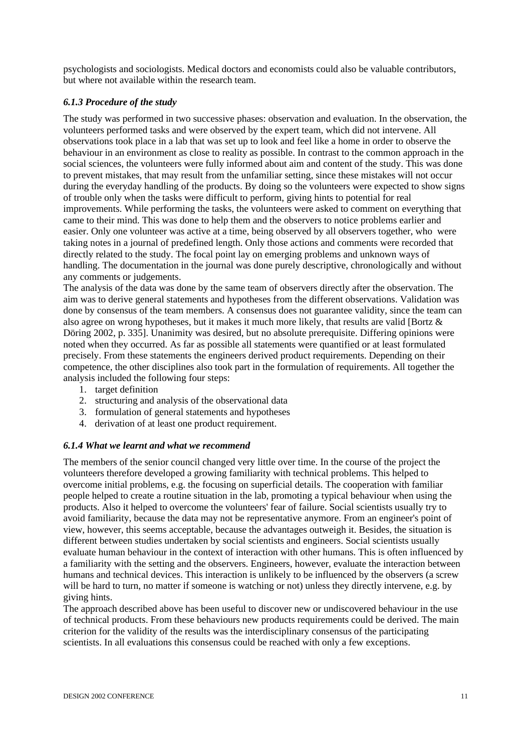psychologists and sociologists. Medical doctors and economists could also be valuable contributors, but where not available within the research team.

### *6.1.3 Procedure of the study*

The study was performed in two successive phases: observation and evaluation. In the observation, the volunteers performed tasks and were observed by the expert team, which did not intervene. All observations took place in a lab that was set up to look and feel like a home in order to observe the behaviour in an environment as close to reality as possible. In contrast to the common approach in the social sciences, the volunteers were fully informed about aim and content of the study. This was done to prevent mistakes, that may result from the unfamiliar setting, since these mistakes will not occur during the everyday handling of the products. By doing so the volunteers were expected to show signs of trouble only when the tasks were difficult to perform, giving hints to potential for real improvements. While performing the tasks, the volunteers were asked to comment on everything that came to their mind. This was done to help them and the observers to notice problems earlier and easier. Only one volunteer was active at a time, being observed by all observers together, who were taking notes in a journal of predefined length. Only those actions and comments were recorded that directly related to the study. The focal point lay on emerging problems and unknown ways of handling. The documentation in the journal was done purely descriptive, chronologically and without any comments or judgements.

The analysis of the data was done by the same team of observers directly after the observation. The aim was to derive general statements and hypotheses from the different observations. Validation was done by consensus of the team members. A consensus does not guarantee validity, since the team can also agree on wrong hypotheses, but it makes it much more likely, that results are valid [Bortz & Döring 2002, p. 335]. Unanimity was desired, but no absolute prerequisite. Differing opinions were noted when they occurred. As far as possible all statements were quantified or at least formulated precisely. From these statements the engineers derived product requirements. Depending on their competence, the other disciplines also took part in the formulation of requirements. All together the analysis included the following four steps:

1. target definition
2. structuring and analysis of the observational data
3. formulation of general statements and hypotheses
4. derivation of at least one product requirement.

### *6.1.4 What we learnt and what we recommend*

The members of the senior council changed very little over time. In the course of the project the volunteers therefore developed a growing familiarity with technical problems. This helped to overcome initial problems, e.g. the focusing on superficial details. The cooperation with familiar people helped to create a routine situation in the lab, promoting a typical behaviour when using the products. Also it helped to overcome the volunteers' fear of failure. Social scientists usually try to avoid familiarity, because the data may not be representative anymore. From an engineer's point of view, however, this seems acceptable, because the advantages outweigh it. Besides, the situation is different between studies undertaken by social scientists and engineers. Social scientists usually evaluate human behaviour in the context of interaction with other humans. This is often influenced by a familiarity with the setting and the observers. Engineers, however, evaluate the interaction between humans and technical devices. This interaction is unlikely to be influenced by the observers (a screw will be hard to turn, no matter if someone is watching or not) unless they directly intervene, e.g. by giving hints.

The approach described above has been useful to discover new or undiscovered behaviour in the use of technical products. From these behaviours new products requirements could be derived. The main criterion for the validity of the results was the interdisciplinary consensus of the participating scientists. In all evaluations this consensus could be reached with only a few exceptions.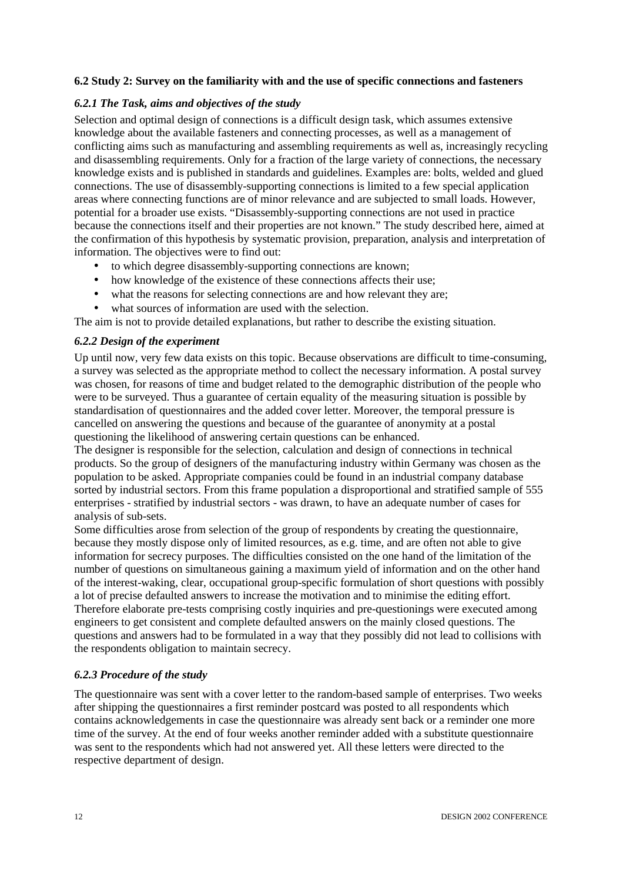### 6.2 Study 2: Survey on the familiarity with and the use of specific connections and fasteners

#### *6.2.1 The Task, aims and objectives of the study*

Selection and optimal design of connections is a difficult design task, which assumes extensive knowledge about the available fasteners and connecting processes, as well as a management of conflicting aims such as manufacturing and assembling requirements as well as, increasingly recycling and disassembling requirements. Only for a fraction of the large variety of connections, the necessary knowledge exists and is published in standards and guidelines. Examples are: bolts, welded and glued connections. The use of disassembly-supporting connections is limited to a few special application areas where connecting functions are of minor relevance and are subjected to small loads. However, potential for a broader use exists. "Disassembly-supporting connections are not used in practice because the connections itself and their properties are not known." The study described here, aimed at the confirmation of this hypothesis by systematic provision, preparation, analysis and interpretation of information. The objectives were to find out:

- to which degree disassembly-supporting connections are known;
- how knowledge of the existence of these connections affects their use;
- what the reasons for selecting connections are and how relevant they are;
- what sources of information are used with the selection.

The aim is not to provide detailed explanations, but rather to describe the existing situation.

#### *6.2.2 Design of the experiment*

Up until now, very few data exists on this topic. Because observations are difficult to time-consuming, a survey was selected as the appropriate method to collect the necessary information. A postal survey was chosen, for reasons of time and budget related to the demographic distribution of the people who were to be surveyed. Thus a guarantee of certain equality of the measuring situation is possible by standardisation of questionnaires and the added cover letter. Moreover, the temporal pressure is cancelled on answering the questions and because of the guarantee of anonymity at a postal questioning the likelihood of answering certain questions can be enhanced.

The designer is responsible for the selection, calculation and design of connections in technical products. So the group of designers of the manufacturing industry within Germany was chosen as the population to be asked. Appropriate companies could be found in an industrial company database sorted by industrial sectors. From this frame population a disproportional and stratified sample of 555 enterprises - stratified by industrial sectors - was drawn, to have an adequate number of cases for analysis of sub-sets.

Some difficulties arose from selection of the group of respondents by creating the questionnaire, because they mostly dispose only of limited resources, as e.g. time, and are often not able to give information for secrecy purposes. The difficulties consisted on the one hand of the limitation of the number of questions on simultaneous gaining a maximum yield of information and on the other hand of the interest-waking, clear, occupational group-specific formulation of short questions with possibly a lot of precise defaulted answers to increase the motivation and to minimise the editing effort. Therefore elaborate pre-tests comprising costly inquiries and pre-questionings were executed among engineers to get consistent and complete defaulted answers on the mainly closed questions. The questions and answers had to be formulated in a way that they possibly did not lead to collisions with the respondents obligation to maintain secrecy.

#### *6.2.3 Procedure of the study*

The questionnaire was sent with a cover letter to the random-based sample of enterprises. Two weeks after shipping the questionnaires a first reminder postcard was posted to all respondents which contains acknowledgements in case the questionnaire was already sent back or a reminder one more time of the survey. At the end of four weeks another reminder added with a substitute questionnaire was sent to the respondents which had not answered yet. All these letters were directed to the respective department of design.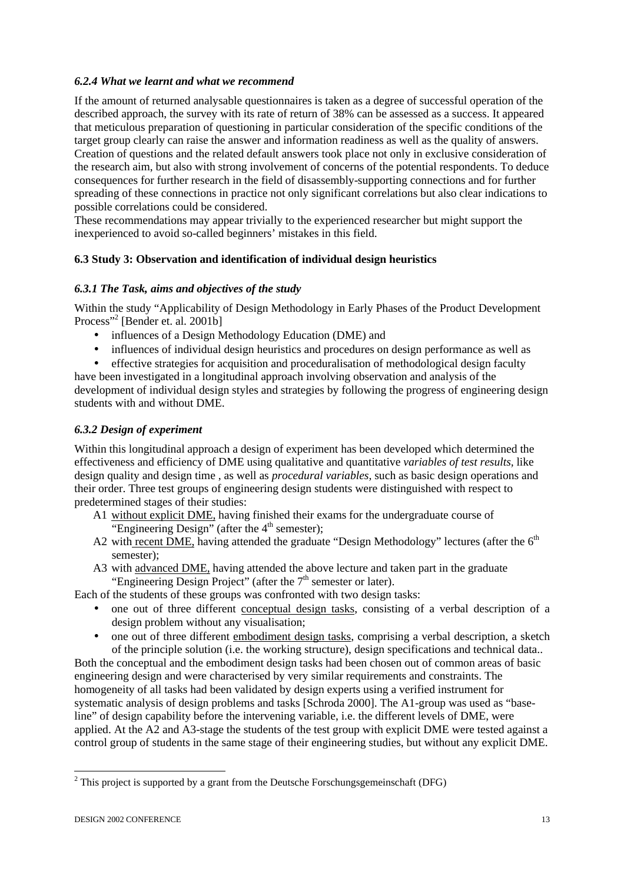### *6.2.4 What we learnt and what we recommend*

If the amount of returned analysable questionnaires is taken as a degree of successful operation of the described approach, the survey with its rate of return of 38% can be assessed as a success. It appeared that meticulous preparation of questioning in particular consideration of the specific conditions of the target group clearly can raise the answer and information readiness as well as the quality of answers. Creation of questions and the related default answers took place not only in exclusive consideration of the research aim, but also with strong involvement of concerns of the potential respondents. To deduce consequences for further research in the field of disassembly-supporting connections and for further spreading of these connections in practice not only significant correlations but also clear indications to possible correlations could be considered.

These recommendations may appear trivially to the experienced researcher but might support the inexperienced to avoid so-called beginners' mistakes in this field.

## 6.3 Study 3: Observation and identification of individual design heuristics

### *6.3.1 The Task, aims and objectives of the study*

Within the study "Applicability of Design Methodology in Early Phases of the Product Development Process"[2] [Bender et. al. 2001b]

- influences of a Design Methodology Education (DME) and
- influences of individual design heuristics and procedures on design performance as well as
- effective strategies for acquisition and proceduralisation of methodological design faculty

have been investigated in a longitudinal approach involving observation and analysis of the development of individual design styles and strategies by following the progress of engineering design students with and without DME.

### *6.3.2 Design of experiment*

Within this longitudinal approach a design of experiment has been developed which determined the effectiveness and efficiency of DME using qualitative and quantitative *variables of test results*, like design quality and design time , as well as *procedural variables*, such as basic design operations and their order. Three test groups of engineering design students were distinguished with respect to predetermined stages of their studies:

A1 without explicit DME, having finished their exams for the undergraduate course of "Engineering Design" (after the 4th semester);

A2 with recent DME, having attended the graduate "Design Methodology" lectures (after the 6th semester);

A3 with advanced DME, having attended the above lecture and taken part in the graduate "Engineering Design Project" (after the 7th semester or later).

Each of the students of these groups was confronted with two design tasks:

- one out of three different conceptual design tasks, consisting of a verbal description of a design problem without any visualisation;
- one out of three different embodiment design tasks, comprising a verbal description, a sketch of the principle solution (i.e. the working structure), design specifications and technical data..

Both the conceptual and the embodiment design tasks had been chosen out of common areas of basic engineering design and were characterised by very similar requirements and constraints. The homogeneity of all tasks had been validated by design experts using a verified instrument for systematic analysis of design problems and tasks [Schroda 2000]. The A1-group was used as "base-line" of design capability before the intervening variable, i.e. the different levels of DME, were applied. At the A2 and A3-stage the students of the test group with explicit DME were tested against a control group of students in the same stage of their engineering studies, but without any explicit DME.

---

[2] This project is supported by a grant from the Deutsche Forschungsgemeinschaft (DFG)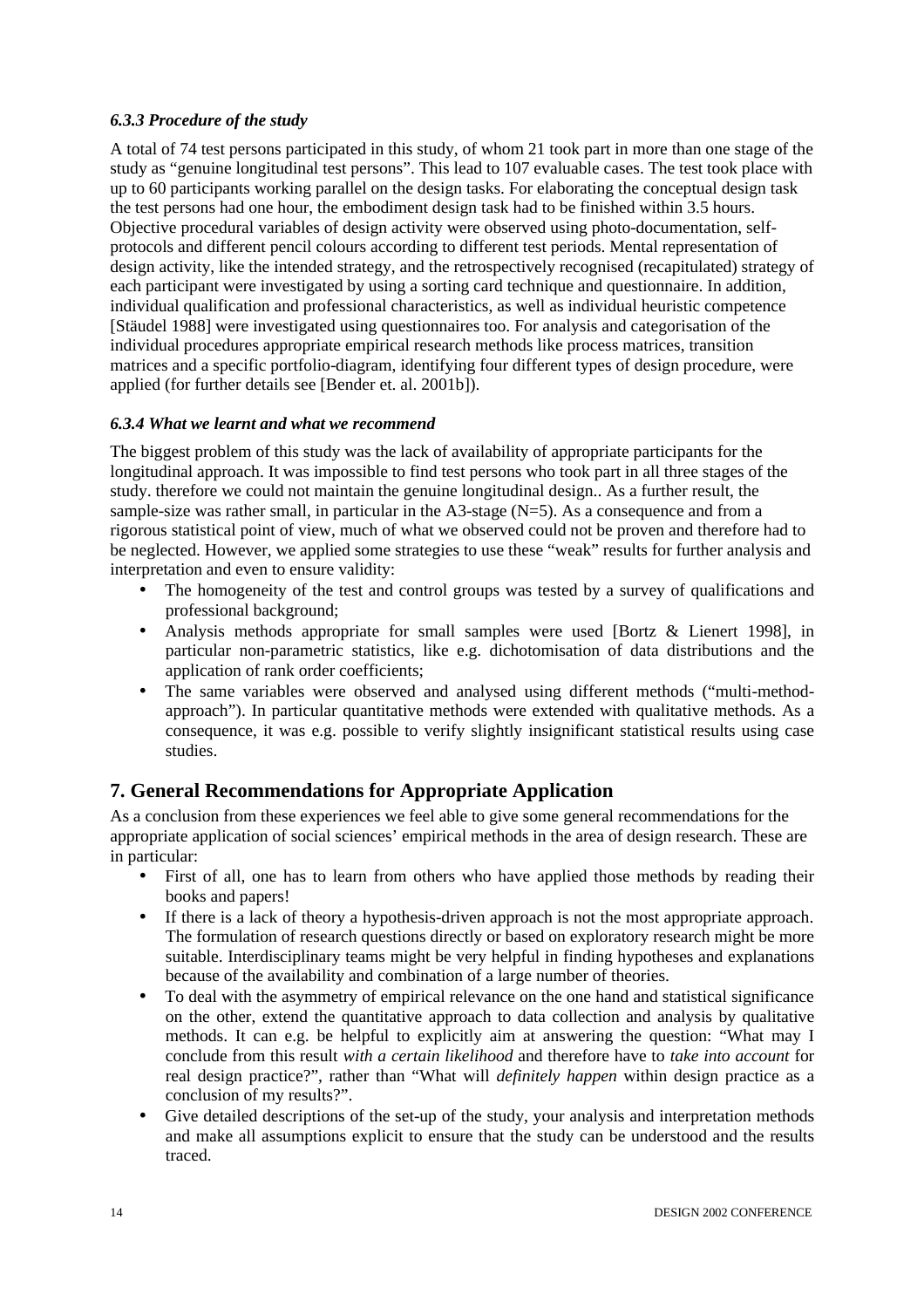#### *6.3.3 Procedure of the study*

A total of 74 test persons participated in this study, of whom 21 took part in more than one stage of the study as "genuine longitudinal test persons". This lead to 107 evaluable cases. The test took place with up to 60 participants working parallel on the design tasks. For elaborating the conceptual design task the test persons had one hour, the embodiment design task had to be finished within 3.5 hours. Objective procedural variables of design activity were observed using photo-documentation, self-protocols and different pencil colours according to different test periods. Mental representation of design activity, like the intended strategy, and the retrospectively recognised (recapitulated) strategy of each participant were investigated by using a sorting card technique and questionnaire. In addition, individual qualification and professional characteristics, as well as individual heuristic competence [Stäudel 1988] were investigated using questionnaires too. For analysis and categorisation of the individual procedures appropriate empirical research methods like process matrices, transition matrices and a specific portfolio-diagram, identifying four different types of design procedure, were applied (for further details see [Bender et. al. 2001b]).

#### *6.3.4 What we learnt and what we recommend*

The biggest problem of this study was the lack of availability of appropriate participants for the longitudinal approach. It was impossible to find test persons who took part in all three stages of the study. therefore we could not maintain the genuine longitudinal design.. As a further result, the sample-size was rather small, in particular in the A3-stage (N=5). As a consequence and from a rigorous statistical point of view, much of what we observed could not be proven and therefore had to be neglected. However, we applied some strategies to use these "weak" results for further analysis and interpretation and even to ensure validity:

- The homogeneity of the test and control groups was tested by a survey of qualifications and professional background;
- Analysis methods appropriate for small samples were used [Bortz & Lienert 1998], in particular non-parametric statistics, like e.g. dichotomisation of data distributions and the application of rank order coefficients;
- The same variables were observed and analysed using different methods ("multi-method-approach"). In particular quantitative methods were extended with qualitative methods. As a consequence, it was e.g. possible to verify slightly insignificant statistical results using case studies.

## 7. General Recommendations for Appropriate Application

As a conclusion from these experiences we feel able to give some general recommendations for the appropriate application of social sciences' empirical methods in the area of design research. These are in particular:

- First of all, one has to learn from others who have applied those methods by reading their books and papers!
- If there is a lack of theory a hypothesis-driven approach is not the most appropriate approach. The formulation of research questions directly or based on exploratory research might be more suitable. Interdisciplinary teams might be very helpful in finding hypotheses and explanations because of the availability and combination of a large number of theories.
- To deal with the asymmetry of empirical relevance on the one hand and statistical significance on the other, extend the quantitative approach to data collection and analysis by qualitative methods. It can e.g. be helpful to explicitly aim at answering the question: "What may I conclude from this result *with a certain likelihood* and therefore have to *take into account* for real design practice?", rather than "What will *definitely happen* within design practice as a conclusion of my results?".
- Give detailed descriptions of the set-up of the study, your analysis and interpretation methods and make all assumptions explicit to ensure that the study can be understood and the results traced.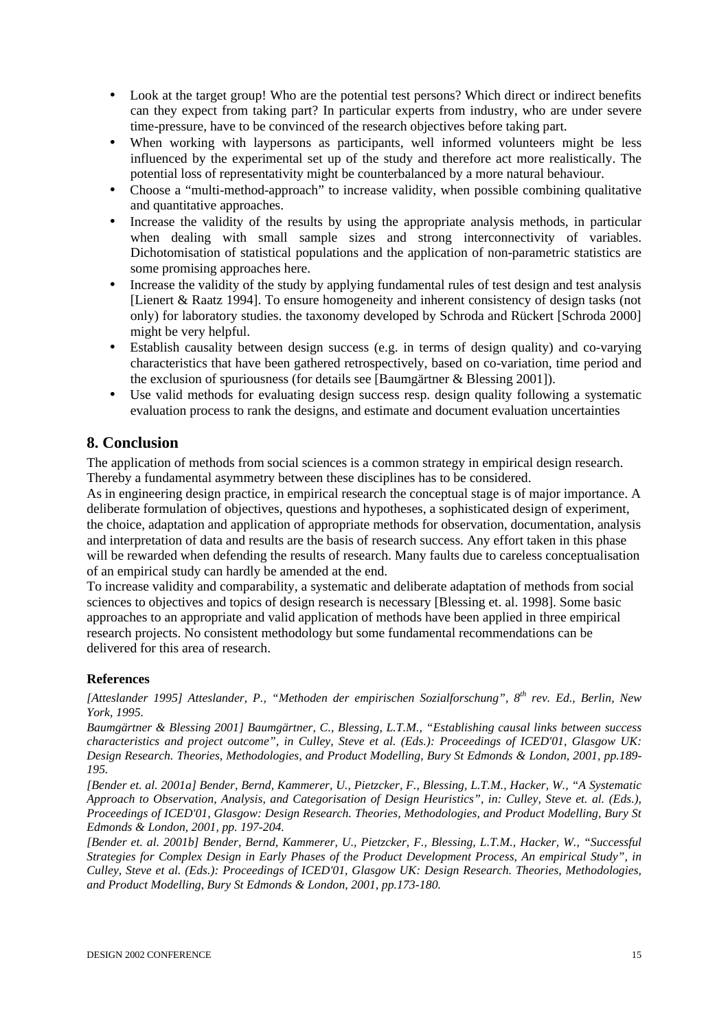- Look at the target group! Who are the potential test persons? Which direct or indirect benefits can they expect from taking part? In particular experts from industry, who are under severe time-pressure, have to be convinced of the research objectives before taking part.
- When working with laypersons as participants, well informed volunteers might be less influenced by the experimental set up of the study and therefore act more realistically. The potential loss of representativity might be counterbalanced by a more natural behaviour.
- Choose a "multi-method-approach" to increase validity, when possible combining qualitative and quantitative approaches.
- Increase the validity of the results by using the appropriate analysis methods, in particular when dealing with small sample sizes and strong interconnectivity of variables. Dichotomisation of statistical populations and the application of non-parametric statistics are some promising approaches here.
- Increase the validity of the study by applying fundamental rules of test design and test analysis [Lienert & Raatz 1994]. To ensure homogeneity and inherent consistency of design tasks (not only) for laboratory studies. the taxonomy developed by Schroda and Rückert [Schroda 2000] might be very helpful.
- Establish causality between design success (e.g. in terms of design quality) and co-varying characteristics that have been gathered retrospectively, based on co-variation, time period and the exclusion of spuriousness (for details see [Baumgärtner & Blessing 2001]).
- Use valid methods for evaluating design success resp. design quality following a systematic evaluation process to rank the designs, and estimate and document evaluation uncertainties

## 8. Conclusion

The application of methods from social sciences is a common strategy in empirical design research. Thereby a fundamental asymmetry between these disciplines has to be considered.

As in engineering design practice, in empirical research the conceptual stage is of major importance. A deliberate formulation of objectives, questions and hypotheses, a sophisticated design of experiment, the choice, adaptation and application of appropriate methods for observation, documentation, analysis and interpretation of data and results are the basis of research success. Any effort taken in this phase will be rewarded when defending the results of research. Many faults due to careless conceptualisation of an empirical study can hardly be amended at the end.

To increase validity and comparability, a systematic and deliberate adaptation of methods from social sciences to objectives and topics of design research is necessary [Blessing et. al. 1998]. Some basic approaches to an appropriate and valid application of methods have been applied in three empirical research projects. No consistent methodology but some fundamental recommendations can be delivered for this area of research.

### References

*[Atteslander 1995] Atteslander, P., "Methoden der empirischen Sozialforschung", 8th rev. Ed., Berlin, New York, 1995.*

*Baumgärtner & Blessing 2001] Baumgärtner, C., Blessing, L.T.M., "Establishing causal links between success characteristics and project outcome", in Culley, Steve et al. (Eds.): Proceedings of ICED'01, Glasgow UK: Design Research. Theories, Methodologies, and Product Modelling, Bury St Edmonds & London, 2001, pp.189-195.*

*[Bender et. al. 2001a] Bender, Bernd, Kammerer, U., Pietzcker, F., Blessing, L.T.M., Hacker, W., "A Systematic Approach to Observation, Analysis, and Categorisation of Design Heuristics", in: Culley, Steve et. al. (Eds.), Proceedings of ICED'01, Glasgow: Design Research. Theories, Methodologies, and Product Modelling, Bury St Edmonds & London, 2001, pp. 197-204.*

*[Bender et. al. 2001b] Bender, Bernd, Kammerer, U., Pietzcker, F., Blessing, L.T.M., Hacker, W., "Successful Strategies for Complex Design in Early Phases of the Product Development Process, An empirical Study", in Culley, Steve et al. (Eds.): Proceedings of ICED'01, Glasgow UK: Design Research. Theories, Methodologies, and Product Modelling, Bury St Edmonds & London, 2001, pp.173-180.*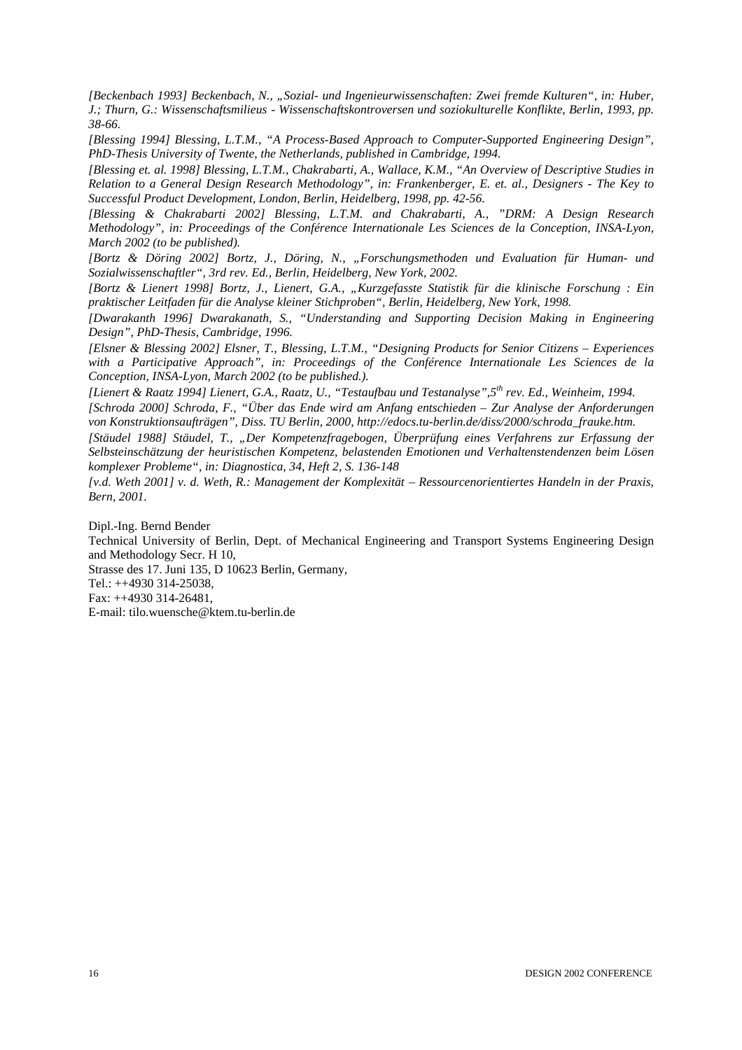*[Beckenbach 1993] Beckenbach, N., „Sozial- und Ingenieurwissenschaften: Zwei fremde Kulturen“, in: Huber, J.; Thurn, G.: Wissenschaftsmilieus - Wissenschaftskontroversen und soziokulturelle Konflikte, Berlin, 1993, pp. 38-66.*

*[Blessing 1994] Blessing, L.T.M., "A Process-Based Approach to Computer-Supported Engineering Design", PhD-Thesis University of Twente, the Netherlands, published in Cambridge, 1994.*

*[Blessing et. al. 1998] Blessing, L.T.M., Chakrabarti, A., Wallace, K.M., "An Overview of Descriptive Studies in Relation to a General Design Research Methodology", in: Frankenberger, E. et. al., Designers - The Key to Successful Product Development, London, Berlin, Heidelberg, 1998, pp. 42-56.*

*[Blessing & Chakrabarti 2002] Blessing, L.T.M. and Chakrabarti, A., "DRM: A Design Research Methodology", in: Proceedings of the Conférence Internationale Les Sciences de la Conception, INSA-Lyon, March 2002 (to be published).*

*[Bortz & Döring 2002] Bortz, J., Döring, N., „Forschungsmethoden und Evaluation für Human- und Sozialwissenschaftler“, 3rd rev. Ed., Berlin, Heidelberg, New York, 2002.*

*[Bortz & Lienert 1998] Bortz, J., Lienert, G.A., „Kurzgefasste Statistik für die klinische Forschung : Ein praktischer Leitfaden für die Analyse kleiner Stichproben“, Berlin, Heidelberg, New York, 1998.*

*[Dwarakanth 1996] Dwarakanath, S., "Understanding and Supporting Decision Making in Engineering Design", PhD-Thesis, Cambridge, 1996.*

*[Elsner & Blessing 2002] Elsner, T., Blessing, L.T.M., "Designing Products for Senior Citizens – Experiences with a Participative Approach", in: Proceedings of the Conférence Internationale Les Sciences de la Conception, INSA-Lyon, March 2002 (to be published.).*

*[Lienert & Raatz 1994] Lienert, G.A., Raatz, U., "Testaufbau und Testanalyse",5th rev. Ed., Weinheim, 1994.*

*[Schroda 2000] Schroda, F., "Über das Ende wird am Anfang entschieden – Zur Analyse der Anforderungen von Konstruktionsaufträgen", Diss. TU Berlin, 2000, http://edocs.tu-berlin.de/diss/2000/schroda_frauke.htm.*

*[Stäudel 1988] Stäudel, T., „Der Kompetenzfragebogen, Überprüfung eines Verfahrens zur Erfassung der Selbsteinschätzung der heuristischen Kompetenz, belastenden Emotionen und Verhaltenstendenzen beim Lösen komplexer Probleme“, in: Diagnostica, 34, Heft 2, S. 136-148*

*[v.d. Weth 2001] v. d. Weth, R.: Management der Komplexität – Ressourcenorientiertes Handeln in der Praxis, Bern, 2001.*

Dipl.-Ing. Bernd Bender

Technical University of Berlin, Dept. of Mechanical Engineering and Transport Systems Engineering Design and Methodology Secr. H 10,

Strasse des 17. Juni 135, D 10623 Berlin, Germany,

Tel.: ++4930 314-25038,

Fax: ++4930 314-26481,

E-mail: tilo.wuensche@ktem.tu-berlin.de